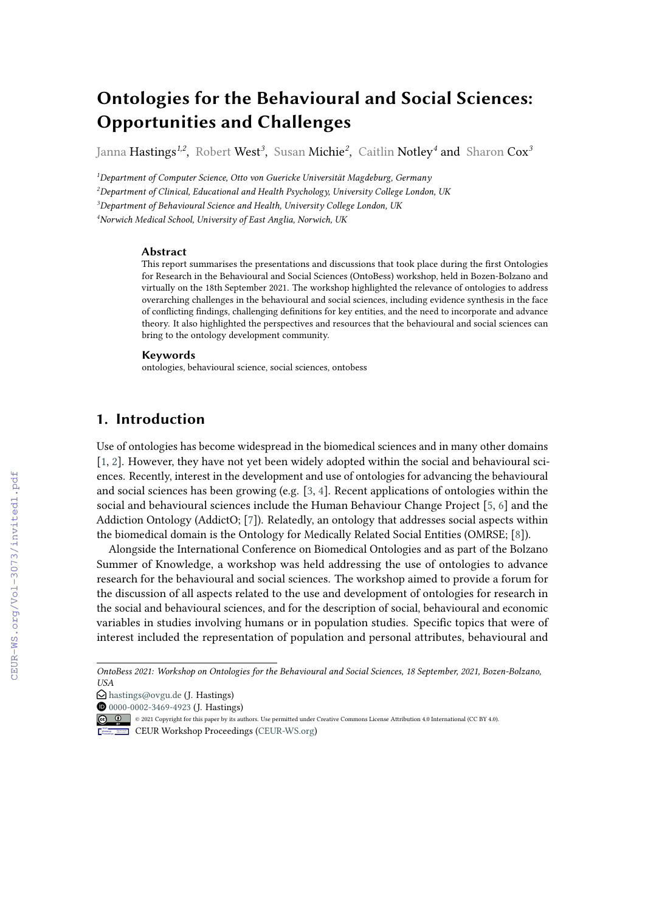# Ontologies for the Behavioural and Social Sciences: Opportunities and Challenges

Janna Hastings[1,2], Robert West[3], Susan Michie[2], Caitlin Notley[4] and Sharon Cox[3]

[1]Department of Computer Science, Otto von Guericke Universität Magdeburg, Germany

[2]Department of Clinical, Educational and Health Psychology, University College London, UK

[3]Department of Behavioural Science and Health, University College London, UK

[4]Norwich Medical School, University of East Anglia, Norwich, UK

### Abstract

This report summarises the presentations and discussions that took place during the first Ontologies for Research in the Behavioural and Social Sciences (OntoBess) workshop, held in Bozen-Bolzano and virtually on the 18th September 2021. The workshop highlighted the relevance of ontologies to address overarching challenges in the behavioural and social sciences, including evidence synthesis in the face of conflicting findings, challenging definitions for key entities, and the need to incorporate and advance theory. It also highlighted the perspectives and resources that the behavioural and social sciences can bring to the ontology development community.

### Keywords

ontologies, behavioural science, social sciences, ontobess

## 1. Introduction

Use of ontologies has become widespread in the biomedical sciences and in many other domains [1, 2]. However, they have not yet been widely adopted within the social and behavioural sciences. Recently, interest in the development and use of ontologies for advancing the behavioural and social sciences has been growing (e.g. [3, 4]. Recent applications of ontologies within the social and behavioural sciences include the Human Behaviour Change Project [5, 6] and the Addiction Ontology (AddictO; [7]). Relatedly, an ontology that addresses social aspects within the biomedical domain is the Ontology for Medically Related Social Entities (OMRSE; [8]).

Alongside the International Conference on Biomedical Ontologies and as part of the Bolzano Summer of Knowledge, a workshop was held addressing the use of ontologies to advance research for the behavioural and social sciences. The workshop aimed to provide a forum for the discussion of all aspects related to the use and development of ontologies for research in the social and behavioural sciences, and for the description of social, behavioural and economic variables in studies involving humans or in population studies. Specific topics that were of interest included the representation of population and personal attributes, behavioural and

---

OntoBess 2021: Workshop on Ontologies for the Behavioural and Social Sciences, 18 September, 2021, Bozen-Bolzano, USA

hastings@ovgu.de (J. Hastings)

0000-0002-3469-4923 (J. Hastings)

© 2021 Copyright for this paper by its authors. Use permitted under Creative Commons License Attribution 4.0 International (CC BY 4.0).

CEUR Workshop Proceedings (CEUR-WS.org)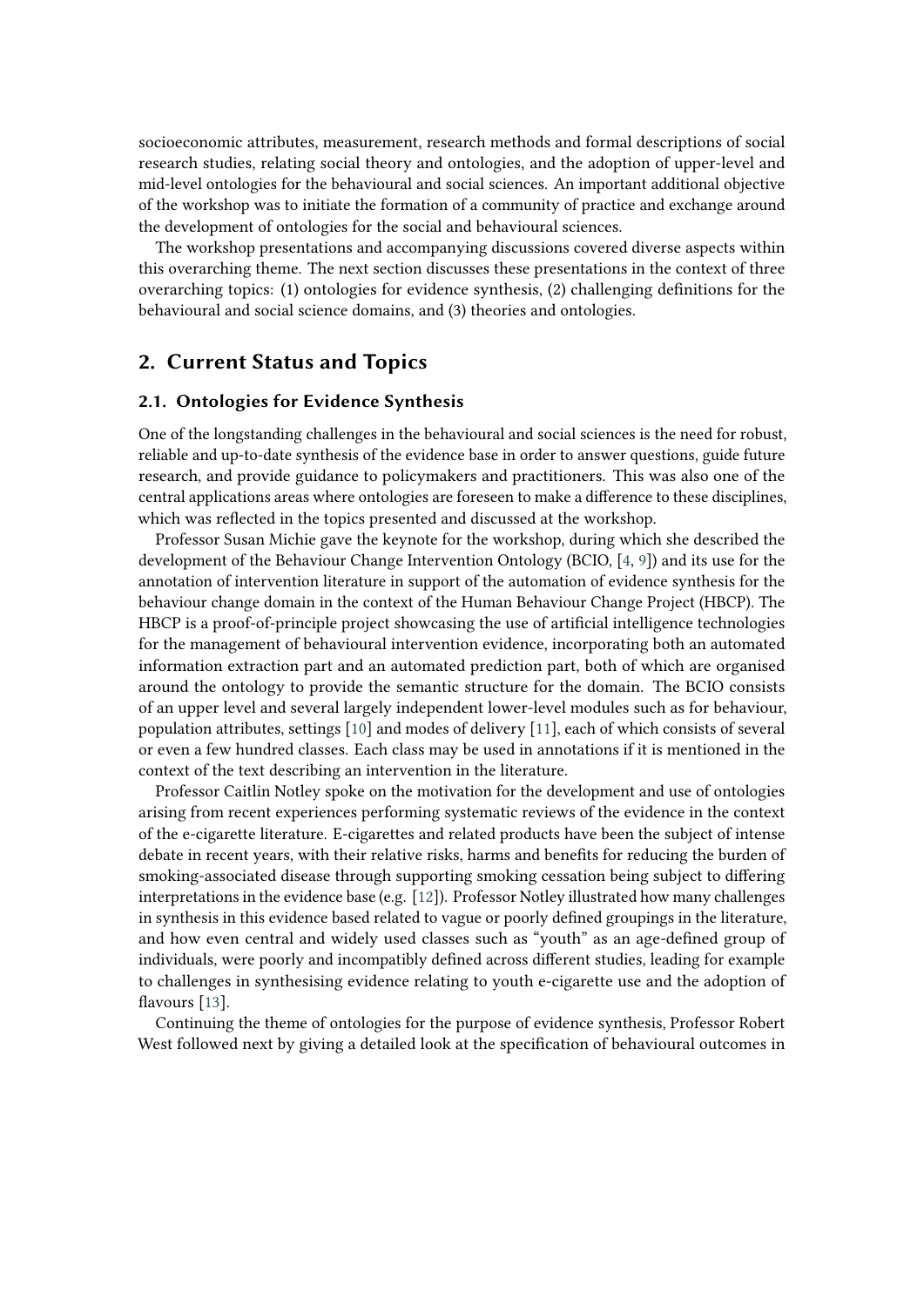socioeconomic attributes, measurement, research methods and formal descriptions of social research studies, relating social theory and ontologies, and the adoption of upper-level and mid-level ontologies for the behavioural and social sciences. An important additional objective of the workshop was to initiate the formation of a community of practice and exchange around the development of ontologies for the social and behavioural sciences.

The workshop presentations and accompanying discussions covered diverse aspects within this overarching theme. The next section discusses these presentations in the context of three overarching topics: (1) ontologies for evidence synthesis, (2) challenging definitions for the behavioural and social science domains, and (3) theories and ontologies.

## 2. Current Status and Topics

### 2.1. Ontologies for Evidence Synthesis

One of the longstanding challenges in the behavioural and social sciences is the need for robust, reliable and up-to-date synthesis of the evidence base in order to answer questions, guide future research, and provide guidance to policymakers and practitioners. This was also one of the central applications areas where ontologies are foreseen to make a difference to these disciplines, which was reflected in the topics presented and discussed at the workshop.

Professor Susan Michie gave the keynote for the workshop, during which she described the development of the Behaviour Change Intervention Ontology (BCIO, [4, 9]) and its use for the annotation of intervention literature in support of the automation of evidence synthesis for the behaviour change domain in the context of the Human Behaviour Change Project (HBCP). The HBCP is a proof-of-principle project showcasing the use of artificial intelligence technologies for the management of behavioural intervention evidence, incorporating both an automated information extraction part and an automated prediction part, both of which are organised around the ontology to provide the semantic structure for the domain. The BCIO consists of an upper level and several largely independent lower-level modules such as for behaviour, population attributes, settings [10] and modes of delivery [11], each of which consists of several or even a few hundred classes. Each class may be used in annotations if it is mentioned in the context of the text describing an intervention in the literature.

Professor Caitlin Notley spoke on the motivation for the development and use of ontologies arising from recent experiences performing systematic reviews of the evidence in the context of the e-cigarette literature. E-cigarettes and related products have been the subject of intense debate in recent years, with their relative risks, harms and benefits for reducing the burden of smoking-associated disease through supporting smoking cessation being subject to differing interpretations in the evidence base (e.g. [12]). Professor Notley illustrated how many challenges in synthesis in this evidence based related to vague or poorly defined groupings in the literature, and how even central and widely used classes such as "youth" as an age-defined group of individuals, were poorly and incompatibly defined across different studies, leading for example to challenges in synthesising evidence relating to youth e-cigarette use and the adoption of flavours [13].

Continuing the theme of ontologies for the purpose of evidence synthesis, Professor Robert West followed next by giving a detailed look at the specification of behavioural outcomes in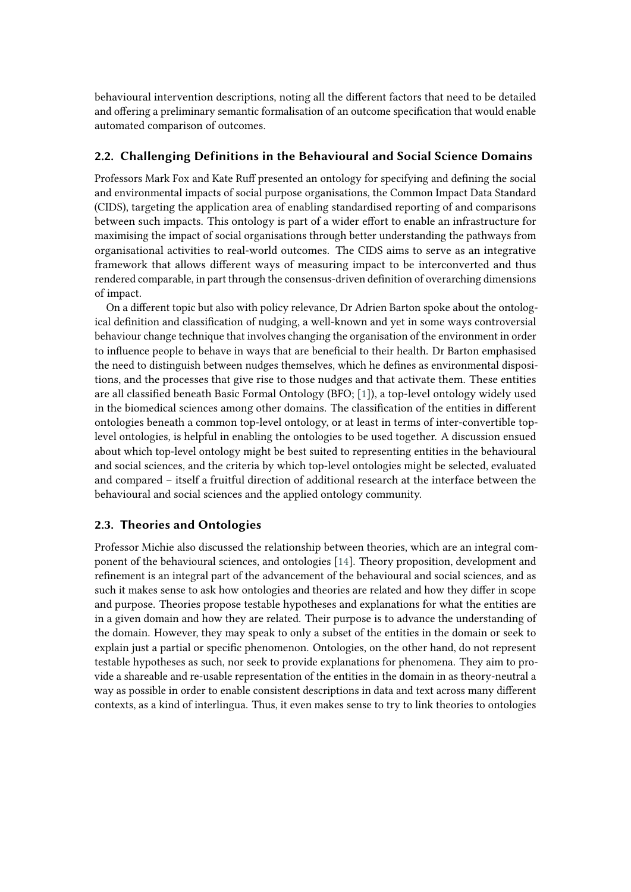behavioural intervention descriptions, noting all the different factors that need to be detailed and offering a preliminary semantic formalisation of an outcome specification that would enable automated comparison of outcomes.

### 2.2. Challenging Definitions in the Behavioural and Social Science Domains

Professors Mark Fox and Kate Ruff presented an ontology for specifying and defining the social and environmental impacts of social purpose organisations, the Common Impact Data Standard (CIDS), targeting the application area of enabling standardised reporting of and comparisons between such impacts. This ontology is part of a wider effort to enable an infrastructure for maximising the impact of social organisations through better understanding the pathways from organisational activities to real-world outcomes. The CIDS aims to serve as an integrative framework that allows different ways of measuring impact to be interconverted and thus rendered comparable, in part through the consensus-driven definition of overarching dimensions of impact.

On a different topic but also with policy relevance, Dr Adrien Barton spoke about the ontological definition and classification of nudging, a well-known and yet in some ways controversial behaviour change technique that involves changing the organisation of the environment in order to influence people to behave in ways that are beneficial to their health. Dr Barton emphasised the need to distinguish between nudges themselves, which he defines as environmental dispositions, and the processes that give rise to those nudges and that activate them. These entities are all classified beneath Basic Formal Ontology (BFO; [1]), a top-level ontology widely used in the biomedical sciences among other domains. The classification of the entities in different ontologies beneath a common top-level ontology, or at least in terms of inter-convertible top-level ontologies, is helpful in enabling the ontologies to be used together. A discussion ensued about which top-level ontology might be best suited to representing entities in the behavioural and social sciences, and the criteria by which top-level ontologies might be selected, evaluated and compared – itself a fruitful direction of additional research at the interface between the behavioural and social sciences and the applied ontology community.

### 2.3. Theories and Ontologies

Professor Michie also discussed the relationship between theories, which are an integral component of the behavioural sciences, and ontologies [14]. Theory proposition, development and refinement is an integral part of the advancement of the behavioural and social sciences, and as such it makes sense to ask how ontologies and theories are related and how they differ in scope and purpose. Theories propose testable hypotheses and explanations for what the entities are in a given domain and how they are related. Their purpose is to advance the understanding of the domain. However, they may speak to only a subset of the entities in the domain or seek to explain just a partial or specific phenomenon. Ontologies, on the other hand, do not represent testable hypotheses as such, nor seek to provide explanations for phenomena. They aim to provide a shareable and re-usable representation of the entities in the domain in as theory-neutral a way as possible in order to enable consistent descriptions in data and text across many different contexts, as a kind of interlingua. Thus, it even makes sense to try to link theories to ontologies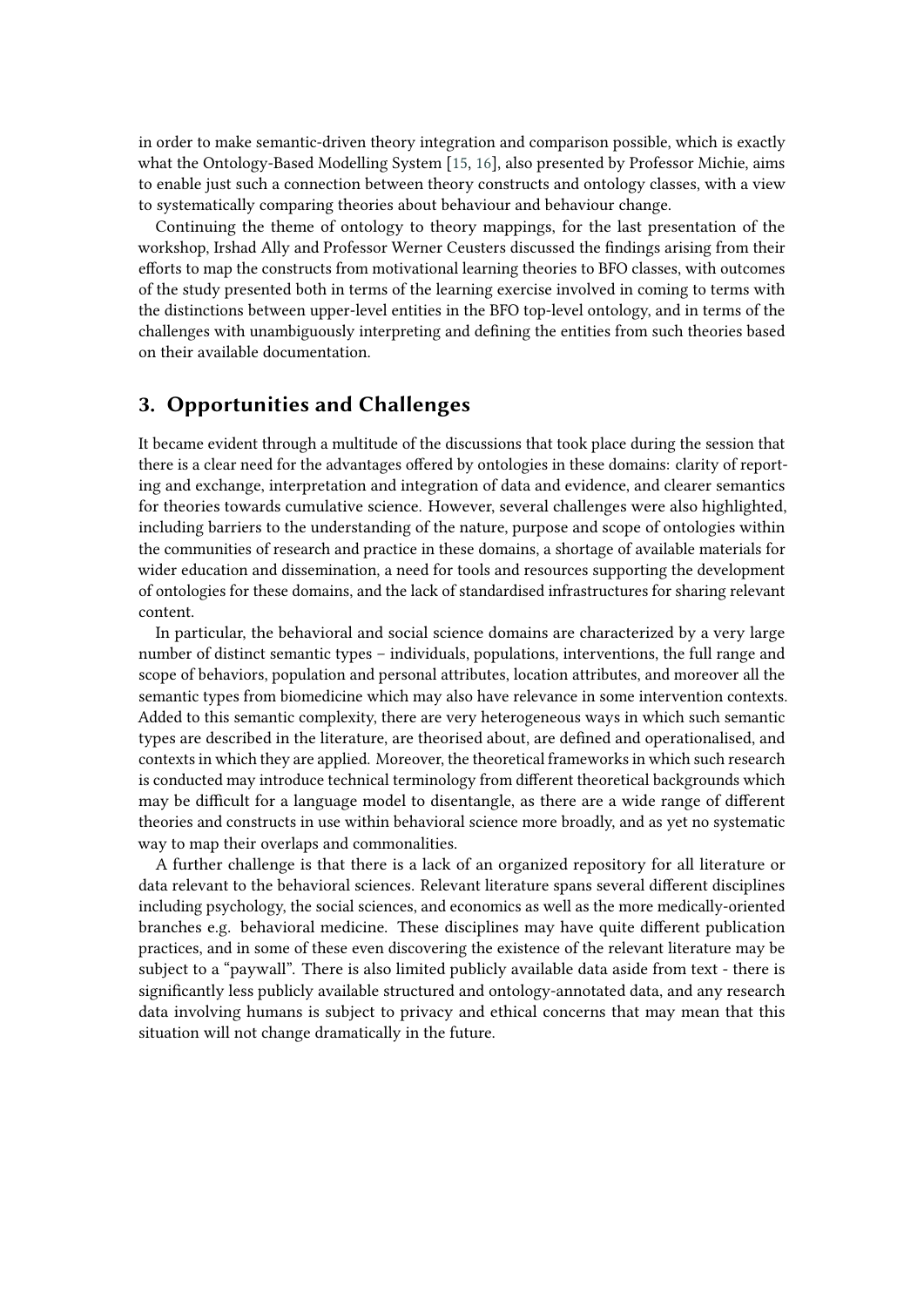in order to make semantic-driven theory integration and comparison possible, which is exactly what the Ontology-Based Modelling System [15, 16], also presented by Professor Michie, aims to enable just such a connection between theory constructs and ontology classes, with a view to systematically comparing theories about behaviour and behaviour change.

Continuing the theme of ontology to theory mappings, for the last presentation of the workshop, Irshad Ally and Professor Werner Ceusters discussed the findings arising from their efforts to map the constructs from motivational learning theories to BFO classes, with outcomes of the study presented both in terms of the learning exercise involved in coming to terms with the distinctions between upper-level entities in the BFO top-level ontology, and in terms of the challenges with unambiguously interpreting and defining the entities from such theories based on their available documentation.

## 3. Opportunities and Challenges

It became evident through a multitude of the discussions that took place during the session that there is a clear need for the advantages offered by ontologies in these domains: clarity of reporting and exchange, interpretation and integration of data and evidence, and clearer semantics for theories towards cumulative science. However, several challenges were also highlighted, including barriers to the understanding of the nature, purpose and scope of ontologies within the communities of research and practice in these domains, a shortage of available materials for wider education and dissemination, a need for tools and resources supporting the development of ontologies for these domains, and the lack of standardised infrastructures for sharing relevant content.

In particular, the behavioral and social science domains are characterized by a very large number of distinct semantic types – individuals, populations, interventions, the full range and scope of behaviors, population and personal attributes, location attributes, and moreover all the semantic types from biomedicine which may also have relevance in some intervention contexts. Added to this semantic complexity, there are very heterogeneous ways in which such semantic types are described in the literature, are theorised about, are defined and operationalised, and contexts in which they are applied. Moreover, the theoretical frameworks in which such research is conducted may introduce technical terminology from different theoretical backgrounds which may be difficult for a language model to disentangle, as there are a wide range of different theories and constructs in use within behavioral science more broadly, and as yet no systematic way to map their overlaps and commonalities.

A further challenge is that there is a lack of an organized repository for all literature or data relevant to the behavioral sciences. Relevant literature spans several different disciplines including psychology, the social sciences, and economics as well as the more medically-oriented branches e.g. behavioral medicine. These disciplines may have quite different publication practices, and in some of these even discovering the existence of the relevant literature may be subject to a "paywall". There is also limited publicly available data aside from text - there is significantly less publicly available structured and ontology-annotated data, and any research data involving humans is subject to privacy and ethical concerns that may mean that this situation will not change dramatically in the future.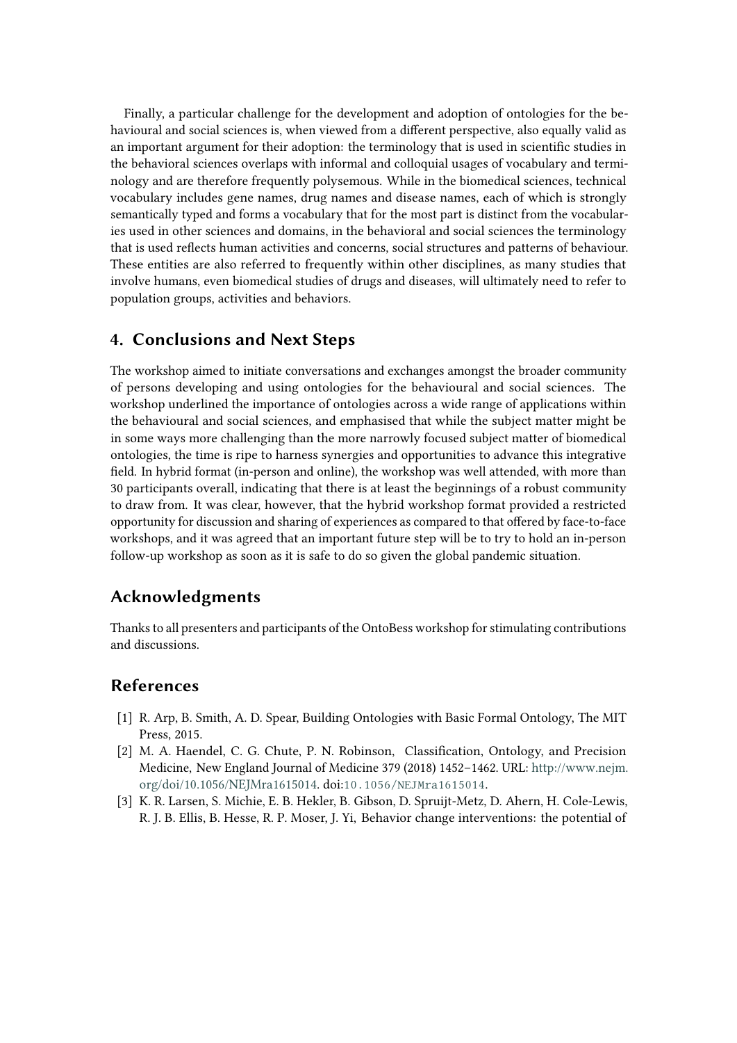Finally, a particular challenge for the development and adoption of ontologies for the behavioural and social sciences is, when viewed from a different perspective, also equally valid as an important argument for their adoption: the terminology that is used in scientific studies in the behavioral sciences overlaps with informal and colloquial usages of vocabulary and terminology and are therefore frequently polysemous. While in the biomedical sciences, technical vocabulary includes gene names, drug names and disease names, each of which is strongly semantically typed and forms a vocabulary that for the most part is distinct from the vocabularies used in other sciences and domains, in the behavioral and social sciences the terminology that is used reflects human activities and concerns, social structures and patterns of behaviour. These entities are also referred to frequently within other disciplines, as many studies that involve humans, even biomedical studies of drugs and diseases, will ultimately need to refer to population groups, activities and behaviors.

## 4. Conclusions and Next Steps

The workshop aimed to initiate conversations and exchanges amongst the broader community of persons developing and using ontologies for the behavioural and social sciences. The workshop underlined the importance of ontologies across a wide range of applications within the behavioural and social sciences, and emphasised that while the subject matter might be in some ways more challenging than the more narrowly focused subject matter of biomedical ontologies, the time is ripe to harness synergies and opportunities to advance this integrative field. In hybrid format (in-person and online), the workshop was well attended, with more than 30 participants overall, indicating that there is at least the beginnings of a robust community to draw from. It was clear, however, that the hybrid workshop format provided a restricted opportunity for discussion and sharing of experiences as compared to that offered by face-to-face workshops, and it was agreed that an important future step will be to try to hold an in-person follow-up workshop as soon as it is safe to do so given the global pandemic situation.

## Acknowledgments

Thanks to all presenters and participants of the OntoBess workshop for stimulating contributions and discussions.

## References

[1] R. Arp, B. Smith, A. D. Spear, Building Ontologies with Basic Formal Ontology, The MIT Press, 2015.

[2] M. A. Haendel, C. G. Chute, P. N. Robinson, Classification, Ontology, and Precision Medicine, New England Journal of Medicine 379 (2018) 1452–1462. URL: http://www.nejm.org/doi/10.1056/NEJMra1615014. doi:10.1056/NEJMra1615014.

[3] K. R. Larsen, S. Michie, E. B. Hekler, B. Gibson, D. Spruijt-Metz, D. Ahern, H. Cole-Lewis, R. J. B. Ellis, B. Hesse, R. P. Moser, J. Yi, Behavior change interventions: the potential of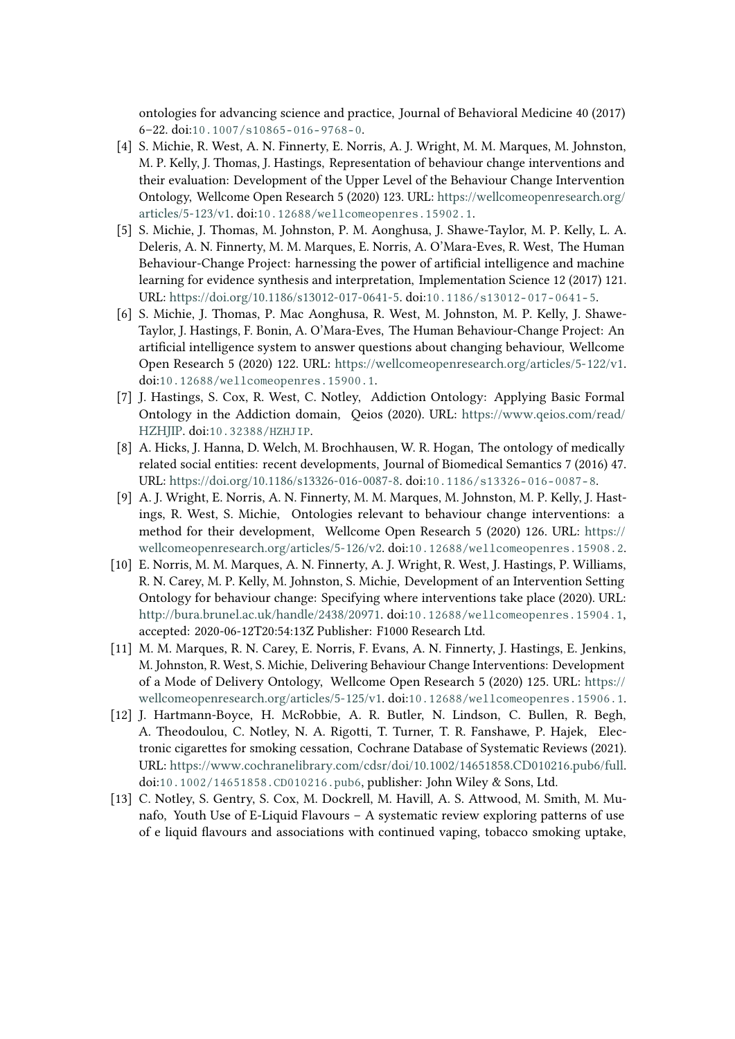ontologies for advancing science and practice, Journal of Behavioral Medicine 40 (2017) 6–22. doi:10.1007/s10865-016-9768-0.

[4] S. Michie, R. West, A. N. Finnerty, E. Norris, A. J. Wright, M. M. Marques, M. Johnston, M. P. Kelly, J. Thomas, J. Hastings, Representation of behaviour change interventions and their evaluation: Development of the Upper Level of the Behaviour Change Intervention Ontology, Wellcome Open Research 5 (2020) 123. URL: https://wellcomeopenresearch.org/articles/5-123/v1. doi:10.12688/wellcomeopenres.15902.1.

[5] S. Michie, J. Thomas, M. Johnston, P. M. Aonghusa, J. Shawe-Taylor, M. P. Kelly, L. A. Deleris, A. N. Finnerty, M. M. Marques, E. Norris, A. O'Mara-Eves, R. West, The Human Behaviour-Change Project: harnessing the power of artificial intelligence and machine learning for evidence synthesis and interpretation, Implementation Science 12 (2017) 121. URL: https://doi.org/10.1186/s13012-017-0641-5. doi:10.1186/s13012-017-0641-5.

[6] S. Michie, J. Thomas, P. Mac Aonghusa, R. West, M. Johnston, M. P. Kelly, J. Shawe-Taylor, J. Hastings, F. Bonin, A. O'Mara-Eves, The Human Behaviour-Change Project: An artificial intelligence system to answer questions about changing behaviour, Wellcome Open Research 5 (2020) 122. URL: https://wellcomeopenresearch.org/articles/5-122/v1. doi:10.12688/wellcomeopenres.15900.1.

[7] J. Hastings, S. Cox, R. West, C. Notley, Addiction Ontology: Applying Basic Formal Ontology in the Addiction domain, Qeios (2020). URL: https://www.qeios.com/read/HZHJIP. doi:10.32388/HZHJIP.

[8] A. Hicks, J. Hanna, D. Welch, M. Brochhausen, W. R. Hogan, The ontology of medically related social entities: recent developments, Journal of Biomedical Semantics 7 (2016) 47. URL: https://doi.org/10.1186/s13326-016-0087-8. doi:10.1186/s13326-016-0087-8.

[9] A. J. Wright, E. Norris, A. N. Finnerty, M. M. Marques, M. Johnston, M. P. Kelly, J. Hastings, R. West, S. Michie, Ontologies relevant to behaviour change interventions: a method for their development, Wellcome Open Research 5 (2020) 126. URL: https://wellcomeopenresearch.org/articles/5-126/v2. doi:10.12688/wellcomeopenres.15908.2.

[10] E. Norris, M. M. Marques, A. N. Finnerty, A. J. Wright, R. West, J. Hastings, P. Williams, R. N. Carey, M. P. Kelly, M. Johnston, S. Michie, Development of an Intervention Setting Ontology for behaviour change: Specifying where interventions take place (2020). URL: http://bura.brunel.ac.uk/handle/2438/20971. doi:10.12688/wellcomeopenres.15904.1, accepted: 2020-06-12T20:54:13Z Publisher: F1000 Research Ltd.

[11] M. M. Marques, R. N. Carey, E. Norris, F. Evans, A. N. Finnerty, J. Hastings, E. Jenkins, M. Johnston, R. West, S. Michie, Delivering Behaviour Change Interventions: Development of a Mode of Delivery Ontology, Wellcome Open Research 5 (2020) 125. URL: https://wellcomeopenresearch.org/articles/5-125/v1. doi:10.12688/wellcomeopenres.15906.1.

[12] J. Hartmann-Boyce, H. McRobbie, A. R. Butler, N. Lindson, C. Bullen, R. Begh, A. Theodoulou, C. Notley, N. A. Rigotti, T. Turner, T. R. Fanshawe, P. Hajek, Electronic cigarettes for smoking cessation, Cochrane Database of Systematic Reviews (2021). URL: https://www.cochranelibrary.com/cdsr/doi/10.1002/14651858.CD010216.pub6/full. doi:10.1002/14651858.CD010216.pub6, publisher: John Wiley & Sons, Ltd.

[13] C. Notley, S. Gentry, S. Cox, M. Dockrell, M. Havill, A. S. Attwood, M. Smith, M. Munafo, Youth Use of E-Liquid Flavours – A systematic review exploring patterns of use of e liquid flavours and associations with continued vaping, tobacco smoking uptake,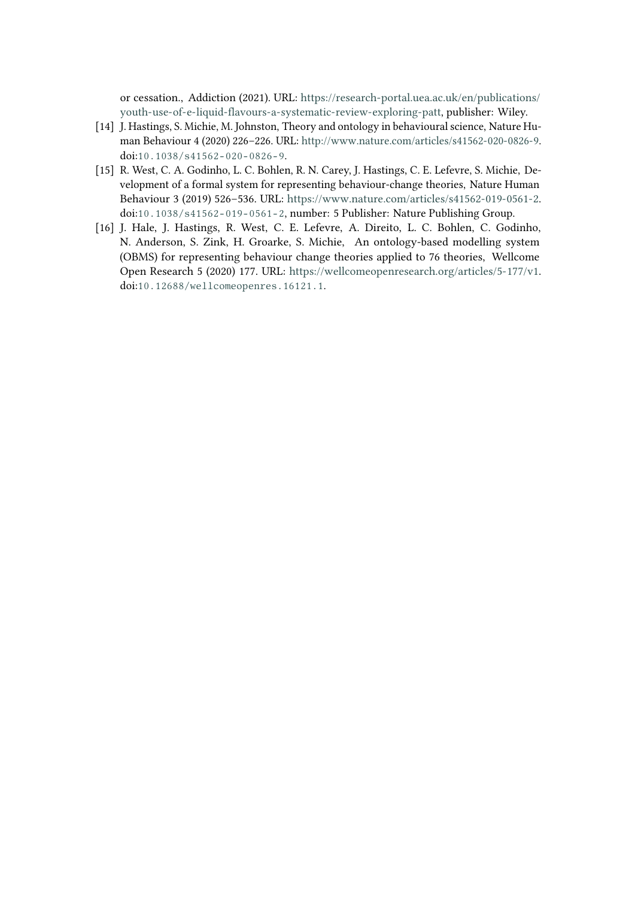or cessation., Addiction (2021). URL: https://research-portal.uea.ac.uk/en/publications/youth-use-of-e-liquid-flavours-a-systematic-review-exploring-patt, publisher: Wiley.

[14] J. Hastings, S. Michie, M. Johnston, Theory and ontology in behavioural science, Nature Human Behaviour 4 (2020) 226–226. URL: http://www.nature.com/articles/s41562-020-0826-9. doi:10.1038/s41562-020-0826-9.

[15] R. West, C. A. Godinho, L. C. Bohlen, R. N. Carey, J. Hastings, C. E. Lefevre, S. Michie, Development of a formal system for representing behaviour-change theories, Nature Human Behaviour 3 (2019) 526–536. URL: https://www.nature.com/articles/s41562-019-0561-2. doi:10.1038/s41562-019-0561-2, number: 5 Publisher: Nature Publishing Group.

[16] J. Hale, J. Hastings, R. West, C. E. Lefevre, A. Direito, L. C. Bohlen, C. Godinho, N. Anderson, S. Zink, H. Groarke, S. Michie, An ontology-based modelling system (OBMS) for representing behaviour change theories applied to 76 theories, Wellcome Open Research 5 (2020) 177. URL: https://wellcomeopenresearch.org/articles/5-177/v1. doi:10.12688/wellcomeopenres.16121.1.